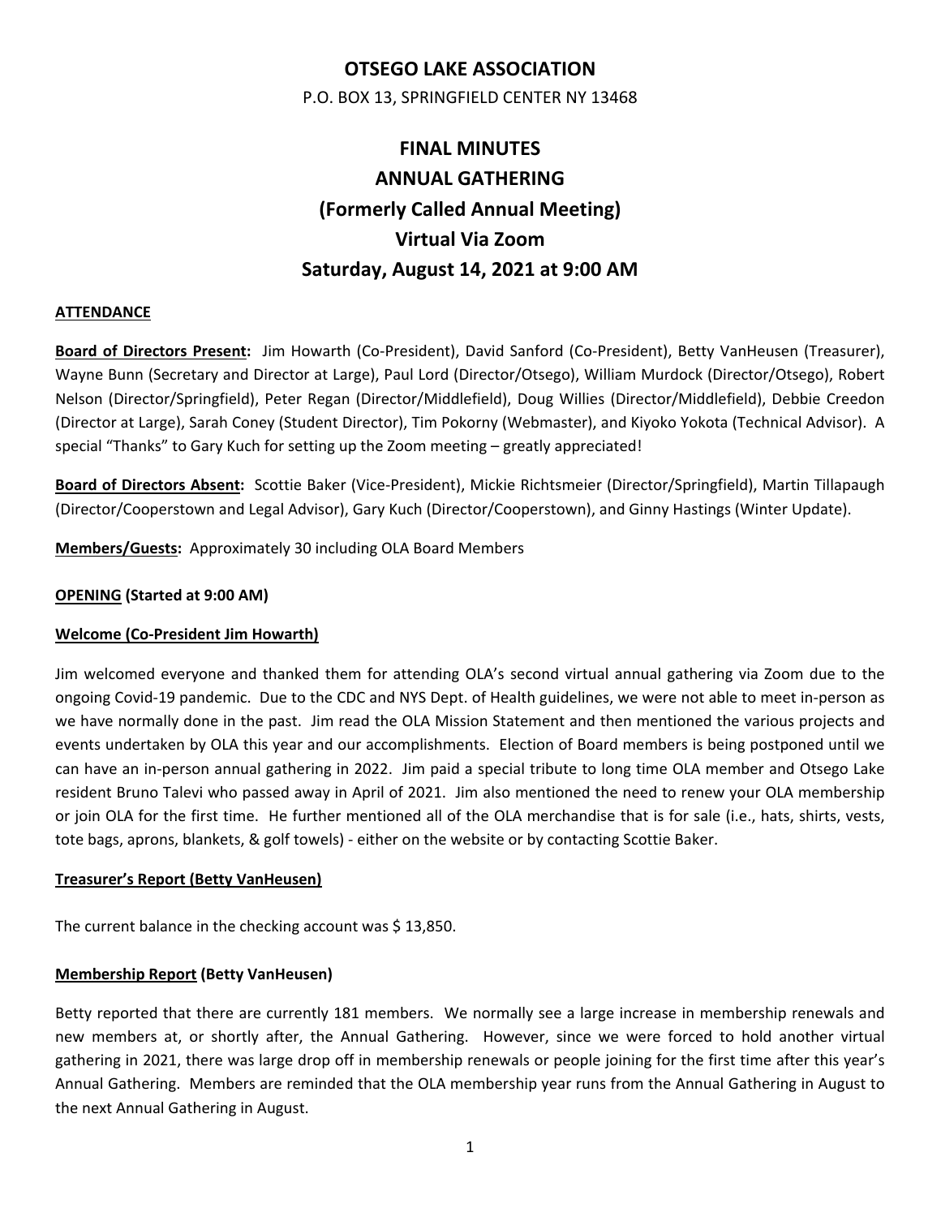# OTSEGO LAKE ASSOCIATION

P.O. BOX 13, SPRINGFIELD CENTER NY 13468

# FINAL MINUTES
# ANNUAL GATHERING
# (Formerly Called Annual Meeting)
# Virtual Via Zoom
# Saturday, August 14, 2021 at 9:00 AM

## ATTENDANCE

**Board of Directors Present:** Jim Howarth (Co-President), David Sanford (Co-President), Betty VanHeusen (Treasurer), Wayne Bunn (Secretary and Director at Large), Paul Lord (Director/Otsego), William Murdock (Director/Otsego), Robert Nelson (Director/Springfield), Peter Regan (Director/Middlefield), Doug Willies (Director/Middlefield), Debbie Creedon (Director at Large), Sarah Coney (Student Director), Tim Pokorny (Webmaster), and Kiyoko Yokota (Technical Advisor). A special "Thanks" to Gary Kuch for setting up the Zoom meeting – greatly appreciated!

**Board of Directors Absent:** Scottie Baker (Vice-President), Mickie Richtsmeier (Director/Springfield), Martin Tillapaugh (Director/Cooperstown and Legal Advisor), Gary Kuch (Director/Cooperstown), and Ginny Hastings (Winter Update).

**Members/Guests:** Approximately 30 including OLA Board Members

## OPENING (Started at 9:00 AM)

### Welcome (Co-President Jim Howarth)

Jim welcomed everyone and thanked them for attending OLA's second virtual annual gathering via Zoom due to the ongoing Covid-19 pandemic. Due to the CDC and NYS Dept. of Health guidelines, we were not able to meet in-person as we have normally done in the past. Jim read the OLA Mission Statement and then mentioned the various projects and events undertaken by OLA this year and our accomplishments. Election of Board members is being postponed until we can have an in-person annual gathering in 2022. Jim paid a special tribute to long time OLA member and Otsego Lake resident Bruno Talevi who passed away in April of 2021. Jim also mentioned the need to renew your OLA membership or join OLA for the first time. He further mentioned all of the OLA merchandise that is for sale (i.e., hats, shirts, vests, tote bags, aprons, blankets, & golf towels) - either on the website or by contacting Scottie Baker.

### Treasurer's Report (Betty VanHeusen)

The current balance in the checking account was $ 13,850.

### Membership Report (Betty VanHeusen)

Betty reported that there are currently 181 members. We normally see a large increase in membership renewals and new members at, or shortly after, the Annual Gathering. However, since we were forced to hold another virtual gathering in 2021, there was large drop off in membership renewals or people joining for the first time after this year's Annual Gathering. Members are reminded that the OLA membership year runs from the Annual Gathering in August to the next Annual Gathering in August.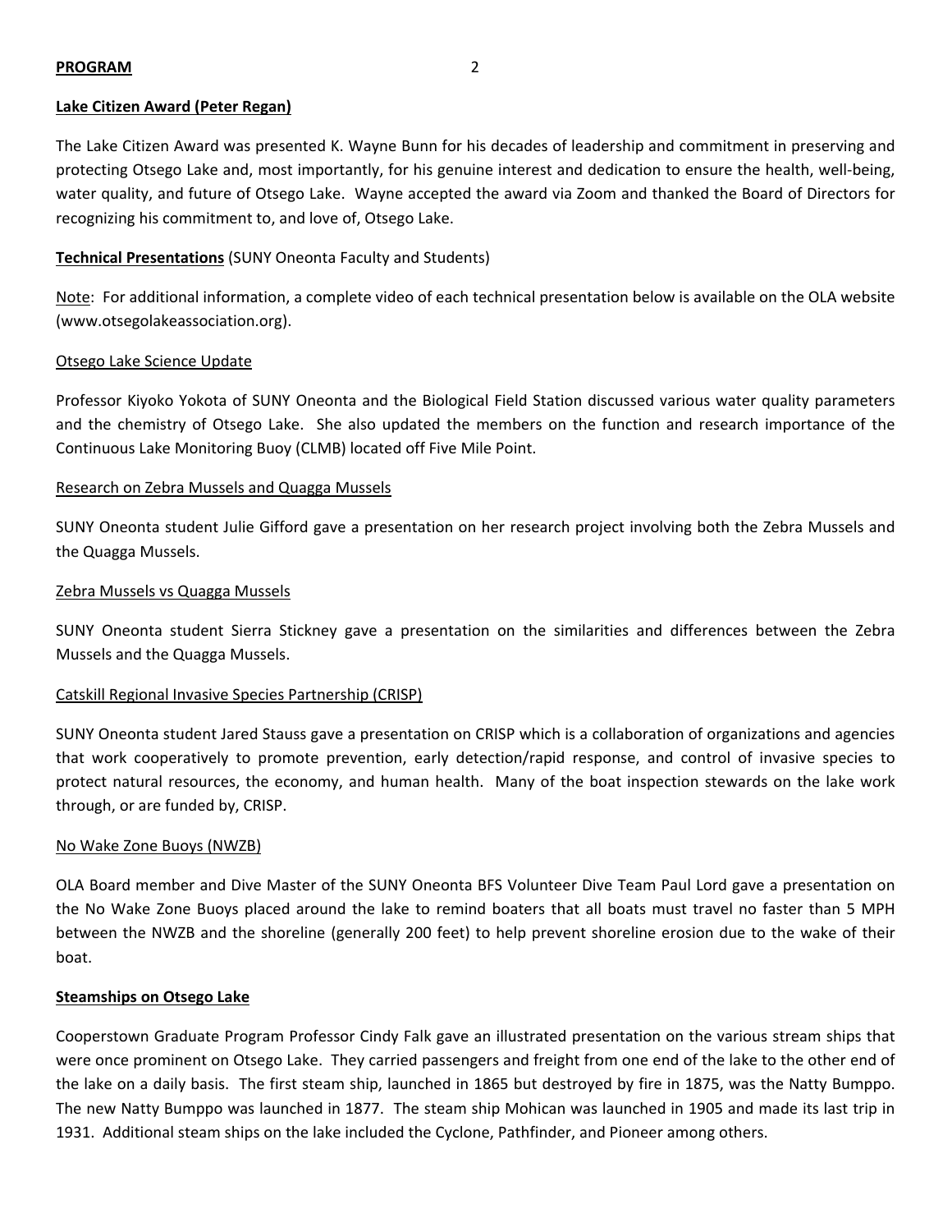**PROGRAM**

**Lake Citizen Award (Peter Regan)**

The Lake Citizen Award was presented K. Wayne Bunn for his decades of leadership and commitment in preserving and protecting Otsego Lake and, most importantly, for his genuine interest and dedication to ensure the health, well-being, water quality, and future of Otsego Lake. Wayne accepted the award via Zoom and thanked the Board of Directors for recognizing his commitment to, and love of, Otsego Lake.

**Technical Presentations** (SUNY Oneonta Faculty and Students)

Note: For additional information, a complete video of each technical presentation below is available on the OLA website (www.otsegolakeassociation.org).

Otsego Lake Science Update

Professor Kiyoko Yokota of SUNY Oneonta and the Biological Field Station discussed various water quality parameters and the chemistry of Otsego Lake. She also updated the members on the function and research importance of the Continuous Lake Monitoring Buoy (CLMB) located off Five Mile Point.

Research on Zebra Mussels and Quagga Mussels

SUNY Oneonta student Julie Gifford gave a presentation on her research project involving both the Zebra Mussels and the Quagga Mussels.

Zebra Mussels vs Quagga Mussels

SUNY Oneonta student Sierra Stickney gave a presentation on the similarities and differences between the Zebra Mussels and the Quagga Mussels.

Catskill Regional Invasive Species Partnership (CRISP)

SUNY Oneonta student Jared Stauss gave a presentation on CRISP which is a collaboration of organizations and agencies that work cooperatively to promote prevention, early detection/rapid response, and control of invasive species to protect natural resources, the economy, and human health. Many of the boat inspection stewards on the lake work through, or are funded by, CRISP.

No Wake Zone Buoys (NWZB)

OLA Board member and Dive Master of the SUNY Oneonta BFS Volunteer Dive Team Paul Lord gave a presentation on the No Wake Zone Buoys placed around the lake to remind boaters that all boats must travel no faster than 5 MPH between the NWZB and the shoreline (generally 200 feet) to help prevent shoreline erosion due to the wake of their boat.

**Steamships on Otsego Lake**

Cooperstown Graduate Program Professor Cindy Falk gave an illustrated presentation on the various stream ships that were once prominent on Otsego Lake. They carried passengers and freight from one end of the lake to the other end of the lake on a daily basis. The first steam ship, launched in 1865 but destroyed by fire in 1875, was the Natty Bumppo. The new Natty Bumppo was launched in 1877. The steam ship Mohican was launched in 1905 and made its last trip in 1931. Additional steam ships on the lake included the Cyclone, Pathfinder, and Pioneer among others.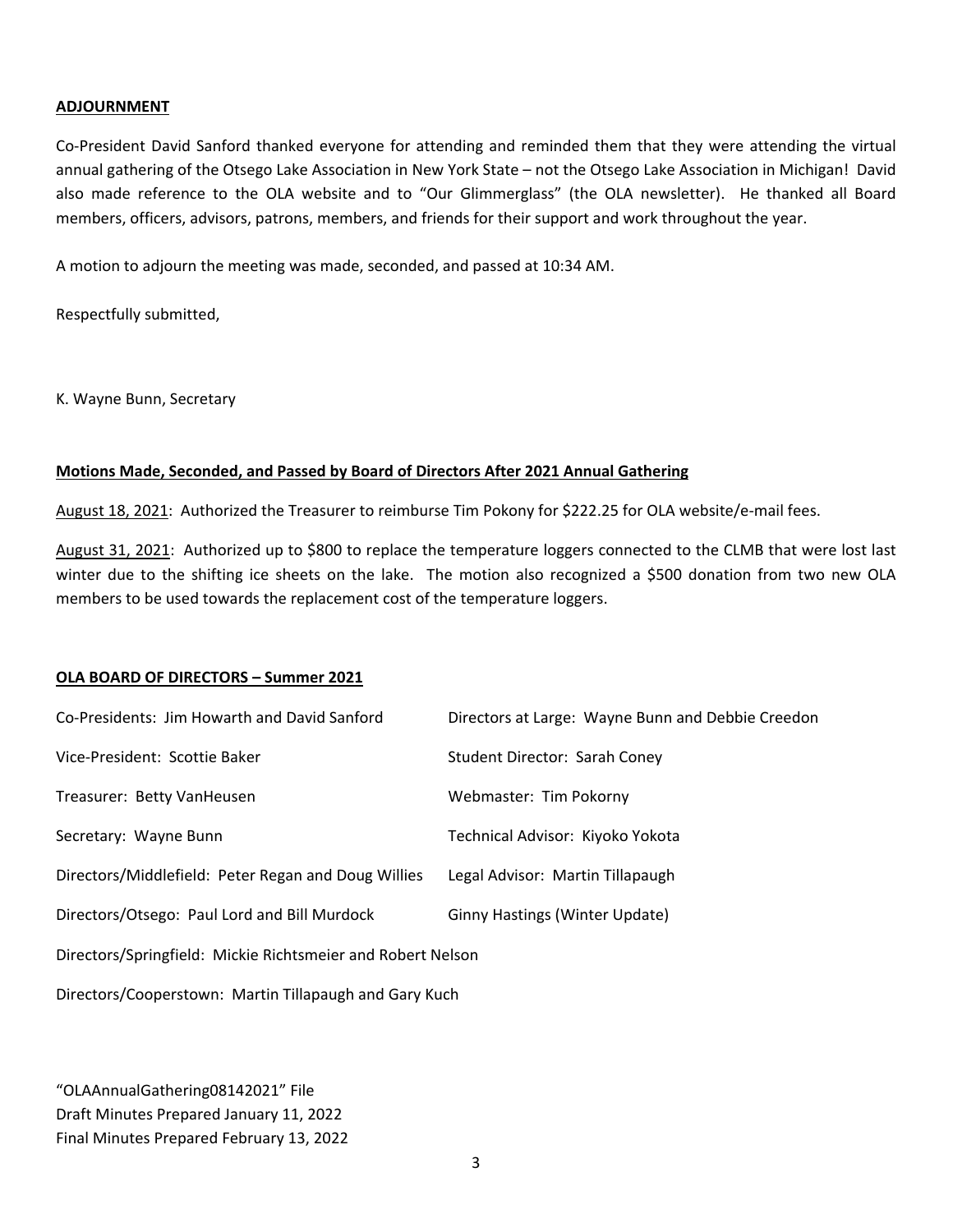**ADJOURNMENT**

Co-President David Sanford thanked everyone for attending and reminded them that they were attending the virtual annual gathering of the Otsego Lake Association in New York State – not the Otsego Lake Association in Michigan! David also made reference to the OLA website and to "Our Glimmerglass" (the OLA newsletter). He thanked all Board members, officers, advisors, patrons, members, and friends for their support and work throughout the year.

A motion to adjourn the meeting was made, seconded, and passed at 10:34 AM.

Respectfully submitted,

K. Wayne Bunn, Secretary

**Motions Made, Seconded, and Passed by Board of Directors After 2021 Annual Gathering**

August 18, 2021: Authorized the Treasurer to reimburse Tim Pokony for $222.25 for OLA website/e-mail fees.

August 31, 2021: Authorized up to $800 to replace the temperature loggers connected to the CLMB that were lost last winter due to the shifting ice sheets on the lake. The motion also recognized a $500 donation from two new OLA members to be used towards the replacement cost of the temperature loggers.

**OLA BOARD OF DIRECTORS – Summer 2021**

| | |
|---|---|
| Co-Presidents: Jim Howarth and David Sanford | Directors at Large: Wayne Bunn and Debbie Creedon |
| Vice-President: Scottie Baker | Student Director: Sarah Coney |
| Treasurer: Betty VanHeusen | Webmaster: Tim Pokorny |
| Secretary: Wayne Bunn | Technical Advisor: Kiyoko Yokota |
| Directors/Middlefield: Peter Regan and Doug Willies | Legal Advisor: Martin Tillapaugh |
| Directors/Otsego: Paul Lord and Bill Murdock | Ginny Hastings (Winter Update) |
| Directors/Springfield: Mickie Richtsmeier and Robert Nelson | |
| Directors/Cooperstown: Martin Tillapaugh and Gary Kuch | |

"OLAAnnualGathering08142021" File
Draft Minutes Prepared January 11, 2022
Final Minutes Prepared February 13, 2022